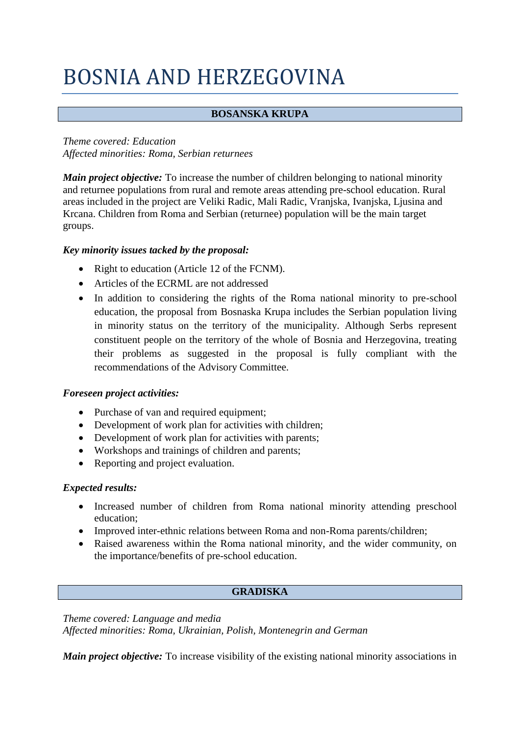# BOSNIA AND HERZEGOVINA

## BOSANSKA KRUPA

*Theme covered: Education*
*Affected minorities: Roma, Serbian returnees*

***Main project objective:*** To increase the number of children belonging to national minority and returnee populations from rural and remote areas attending pre-school education. Rural areas included in the project are Veliki Radic, Mali Radic, Vranjska, Ivanjska, Ljusina and Krcana. Children from Roma and Serbian (returnee) population will be the main target groups.

***Key minority issues tacked by the proposal:***

- Right to education (Article 12 of the FCNM).
- Articles of the ECRML are not addressed
- In addition to considering the rights of the Roma national minority to pre-school education, the proposal from Bosnaska Krupa includes the Serbian population living in minority status on the territory of the municipality. Although Serbs represent constituent people on the territory of the whole of Bosnia and Herzegovina, treating their problems as suggested in the proposal is fully compliant with the recommendations of the Advisory Committee.

***Foreseen project activities:***

- Purchase of van and required equipment;
- Development of work plan for activities with children;
- Development of work plan for activities with parents;
- Workshops and trainings of children and parents;
- Reporting and project evaluation.

***Expected results:***

- Increased number of children from Roma national minority attending preschool education;
- Improved inter-ethnic relations between Roma and non-Roma parents/children;
- Raised awareness within the Roma national minority, and the wider community, on the importance/benefits of pre-school education.

## GRADISKA

*Theme covered: Language and media*
*Affected minorities: Roma, Ukrainian, Polish, Montenegrin and German*

***Main project objective:*** To increase visibility of the existing national minority associations in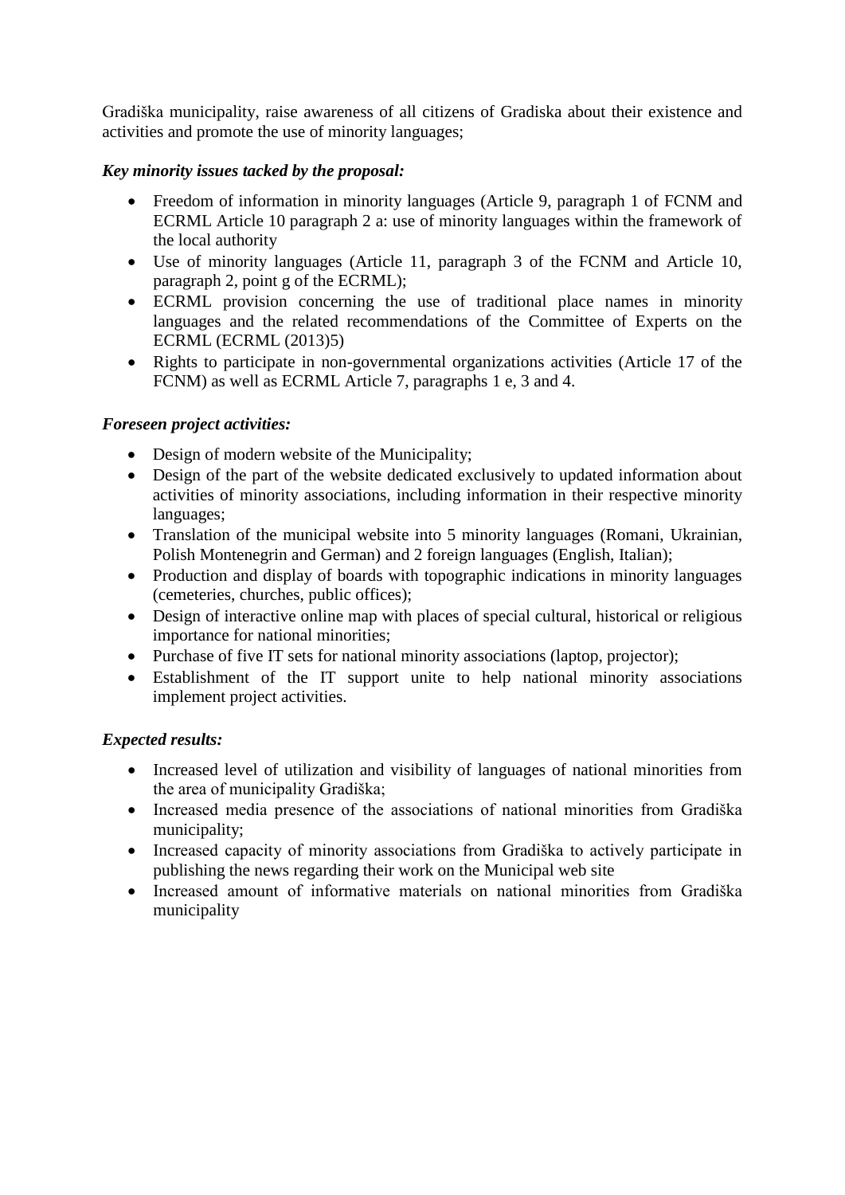Gradiška municipality, raise awareness of all citizens of Gradiska about their existence and activities and promote the use of minority languages;

***Key minority issues tacked by the proposal:***

- Freedom of information in minority languages (Article 9, paragraph 1 of FCNM and ECRML Article 10 paragraph 2 a: use of minority languages within the framework of the local authority
- Use of minority languages (Article 11, paragraph 3 of the FCNM and Article 10, paragraph 2, point g of the ECRML);
- ECRML provision concerning the use of traditional place names in minority languages and the related recommendations of the Committee of Experts on the ECRML (ECRML (2013)5)
- Rights to participate in non-governmental organizations activities (Article 17 of the FCNM) as well as ECRML Article 7, paragraphs 1 e, 3 and 4.

***Foreseen project activities:***

- Design of modern website of the Municipality;
- Design of the part of the website dedicated exclusively to updated information about activities of minority associations, including information in their respective minority languages;
- Translation of the municipal website into 5 minority languages (Romani, Ukrainian, Polish Montenegrin and German) and 2 foreign languages (English, Italian);
- Production and display of boards with topographic indications in minority languages (cemeteries, churches, public offices);
- Design of interactive online map with places of special cultural, historical or religious importance for national minorities;
- Purchase of five IT sets for national minority associations (laptop, projector);
- Establishment of the IT support unite to help national minority associations implement project activities.

***Expected results:***

- Increased level of utilization and visibility of languages of national minorities from the area of municipality Gradiška;
- Increased media presence of the associations of national minorities from Gradiška municipality;
- Increased capacity of minority associations from Gradiška to actively participate in publishing the news regarding their work on the Municipal web site
- Increased amount of informative materials on national minorities from Gradiška municipality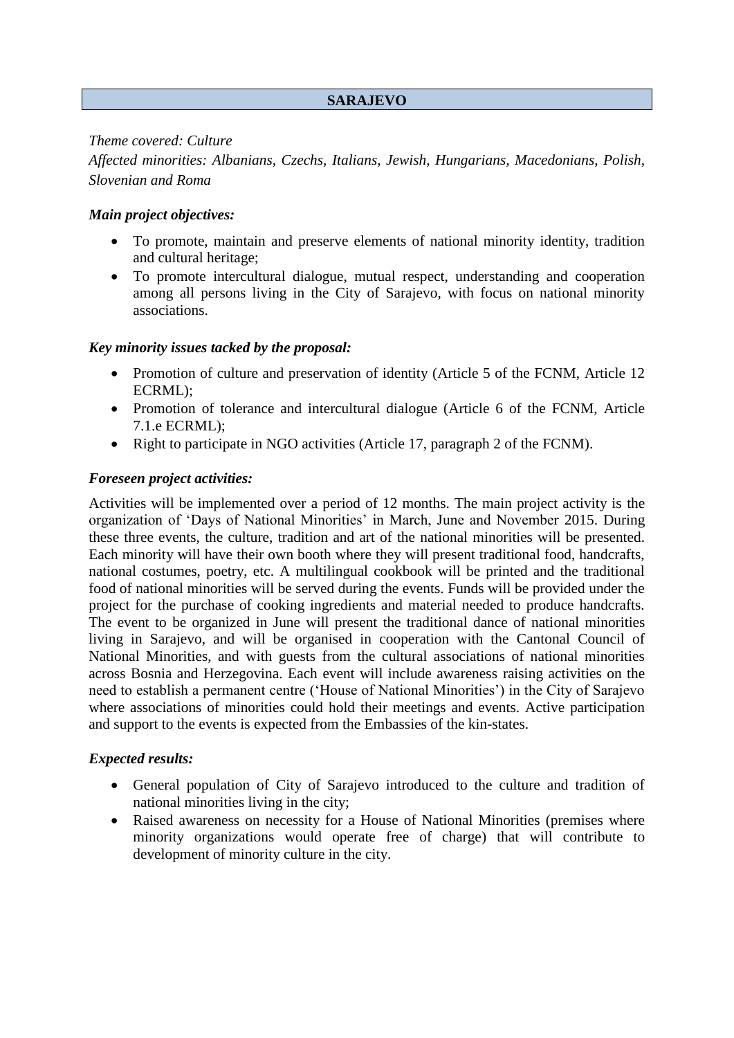## SARAJEVO

*Theme covered: Culture*

*Affected minorities: Albanians, Czechs, Italians, Jewish, Hungarians, Macedonians, Polish, Slovenian and Roma*

***Main project objectives:***

- To promote, maintain and preserve elements of national minority identity, tradition and cultural heritage;
- To promote intercultural dialogue, mutual respect, understanding and cooperation among all persons living in the City of Sarajevo, with focus on national minority associations.

***Key minority issues tacked by the proposal:***

- Promotion of culture and preservation of identity (Article 5 of the FCNM, Article 12 ECRML);
- Promotion of tolerance and intercultural dialogue (Article 6 of the FCNM, Article 7.1.e ECRML);
- Right to participate in NGO activities (Article 17, paragraph 2 of the FCNM).

***Foreseen project activities:***

Activities will be implemented over a period of 12 months. The main project activity is the organization of 'Days of National Minorities' in March, June and November 2015. During these three events, the culture, tradition and art of the national minorities will be presented. Each minority will have their own booth where they will present traditional food, handcrafts, national costumes, poetry, etc. A multilingual cookbook will be printed and the traditional food of national minorities will be served during the events. Funds will be provided under the project for the purchase of cooking ingredients and material needed to produce handcrafts. The event to be organized in June will present the traditional dance of national minorities living in Sarajevo, and will be organised in cooperation with the Cantonal Council of National Minorities, and with guests from the cultural associations of national minorities across Bosnia and Herzegovina. Each event will include awareness raising activities on the need to establish a permanent centre ('House of National Minorities') in the City of Sarajevo where associations of minorities could hold their meetings and events. Active participation and support to the events is expected from the Embassies of the kin-states.

***Expected results:***

- General population of City of Sarajevo introduced to the culture and tradition of national minorities living in the city;
- Raised awareness on necessity for a House of National Minorities (premises where minority organizations would operate free of charge) that will contribute to development of minority culture in the city.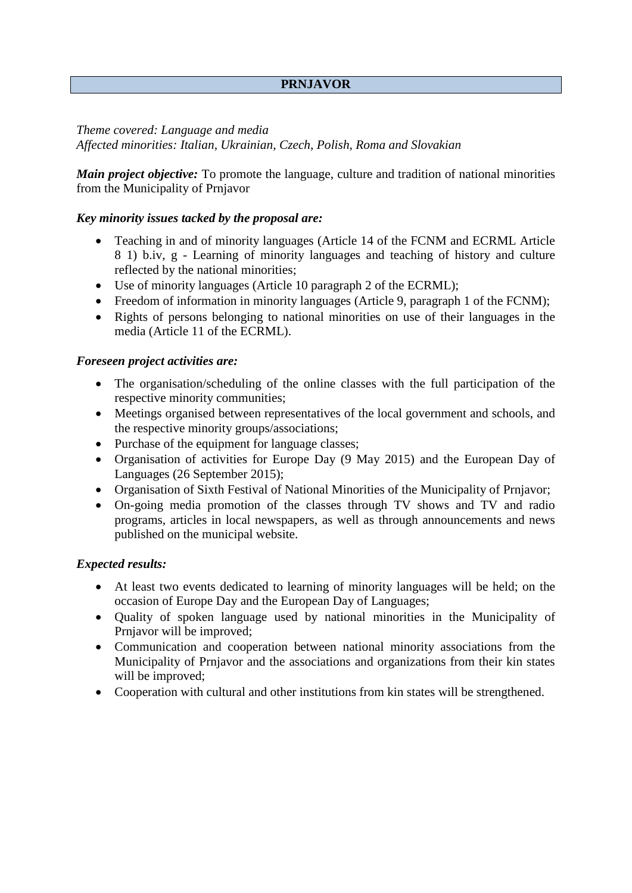## PRNJAVOR

*Theme covered: Language and media*
*Affected minorities: Italian, Ukrainian, Czech, Polish, Roma and Slovakian*

***Main project objective:*** To promote the language, culture and tradition of national minorities from the Municipality of Prnjavor

***Key minority issues tacked by the proposal are:***

- Teaching in and of minority languages (Article 14 of the FCNM and ECRML Article 8 1) b.iv, g - Learning of minority languages and teaching of history and culture reflected by the national minorities;
- Use of minority languages (Article 10 paragraph 2 of the ECRML);
- Freedom of information in minority languages (Article 9, paragraph 1 of the FCNM);
- Rights of persons belonging to national minorities on use of their languages in the media (Article 11 of the ECRML).

***Foreseen project activities are:***

- The organisation/scheduling of the online classes with the full participation of the respective minority communities;
- Meetings organised between representatives of the local government and schools, and the respective minority groups/associations;
- Purchase of the equipment for language classes;
- Organisation of activities for Europe Day (9 May 2015) and the European Day of Languages (26 September 2015);
- Organisation of Sixth Festival of National Minorities of the Municipality of Prnjavor;
- On-going media promotion of the classes through TV shows and TV and radio programs, articles in local newspapers, as well as through announcements and news published on the municipal website.

***Expected results:***

- At least two events dedicated to learning of minority languages will be held; on the occasion of Europe Day and the European Day of Languages;
- Quality of spoken language used by national minorities in the Municipality of Prnjavor will be improved;
- Communication and cooperation between national minority associations from the Municipality of Prnjavor and the associations and organizations from their kin states will be improved;
- Cooperation with cultural and other institutions from kin states will be strengthened.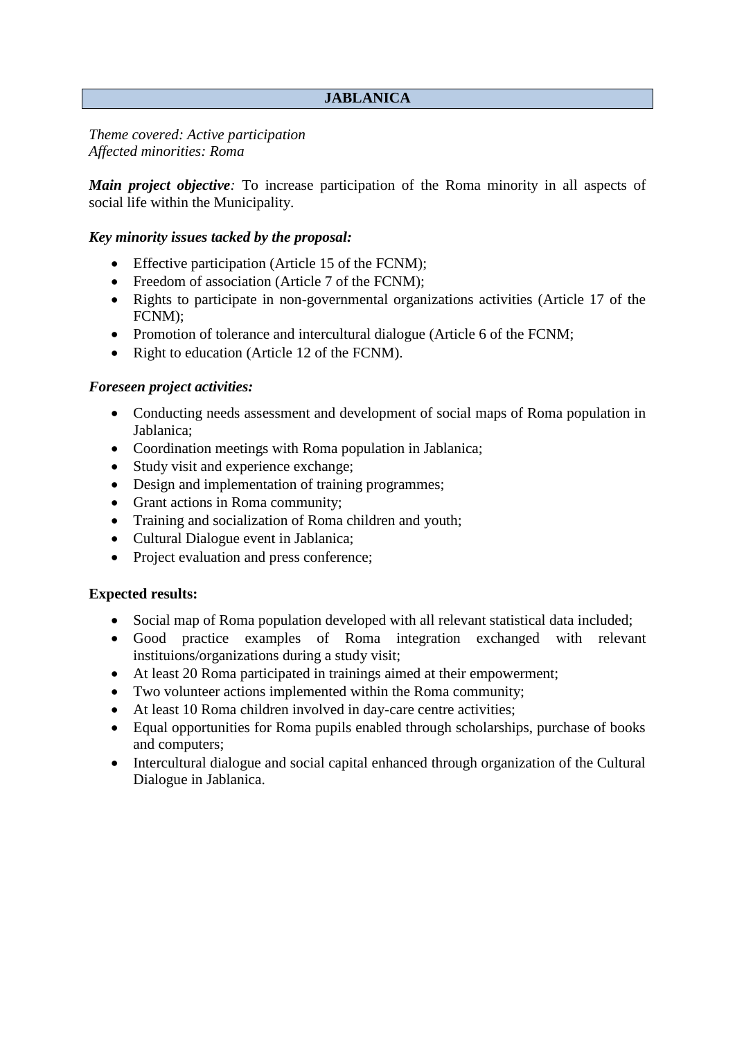## JABLANICA

*Theme covered: Active participation*
*Affected minorities: Roma*

***Main project objective****:* To increase participation of the Roma minority in all aspects of social life within the Municipality.

***Key minority issues tacked by the proposal:***

- Effective participation (Article 15 of the FCNM);
- Freedom of association (Article 7 of the FCNM);
- Rights to participate in non-governmental organizations activities (Article 17 of the FCNM);
- Promotion of tolerance and intercultural dialogue (Article 6 of the FCNM;
- Right to education (Article 12 of the FCNM).

***Foreseen project activities:***

- Conducting needs assessment and development of social maps of Roma population in Jablanica;
- Coordination meetings with Roma population in Jablanica;
- Study visit and experience exchange;
- Design and implementation of training programmes;
- Grant actions in Roma community;
- Training and socialization of Roma children and youth;
- Cultural Dialogue event in Jablanica;
- Project evaluation and press conference;

**Expected results:**

- Social map of Roma population developed with all relevant statistical data included;
- Good practice examples of Roma integration exchanged with relevant instituions/organizations during a study visit;
- At least 20 Roma participated in trainings aimed at their empowerment;
- Two volunteer actions implemented within the Roma community;
- At least 10 Roma children involved in day-care centre activities;
- Equal opportunities for Roma pupils enabled through scholarships, purchase of books and computers;
- Intercultural dialogue and social capital enhanced through organization of the Cultural Dialogue in Jablanica.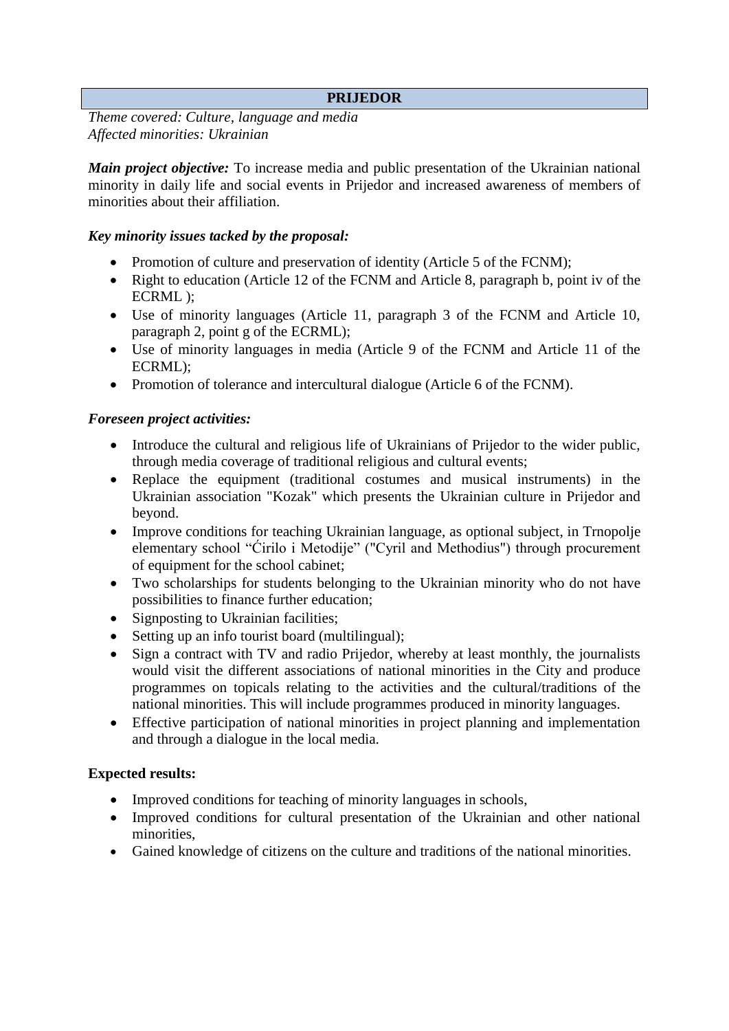## PRIJEDOR

*Theme covered: Culture, language and media*
*Affected minorities: Ukrainian*

***Main project objective:*** To increase media and public presentation of the Ukrainian national minority in daily life and social events in Prijedor and increased awareness of members of minorities about their affiliation.

***Key minority issues tacked by the proposal:***

- Promotion of culture and preservation of identity (Article 5 of the FCNM);
- Right to education (Article 12 of the FCNM and Article 8, paragraph b, point iv of the ECRML );
- Use of minority languages (Article 11, paragraph 3 of the FCNM and Article 10, paragraph 2, point g of the ECRML);
- Use of minority languages in media (Article 9 of the FCNM and Article 11 of the ECRML);
- Promotion of tolerance and intercultural dialogue (Article 6 of the FCNM).

***Foreseen project activities:***

- Introduce the cultural and religious life of Ukrainians of Prijedor to the wider public, through media coverage of traditional religious and cultural events;
- Replace the equipment (traditional costumes and musical instruments) in the Ukrainian association "Kozak" which presents the Ukrainian culture in Prijedor and beyond.
- Improve conditions for teaching Ukrainian language, as optional subject, in Trnopolje elementary school "Ćirilo i Metodije" ("Cyril and Methodius") through procurement of equipment for the school cabinet;
- Two scholarships for students belonging to the Ukrainian minority who do not have possibilities to finance further education;
- Signposting to Ukrainian facilities;
- Setting up an info tourist board (multilingual);
- Sign a contract with TV and radio Prijedor, whereby at least monthly, the journalists would visit the different associations of national minorities in the City and produce programmes on topicals relating to the activities and the cultural/traditions of the national minorities. This will include programmes produced in minority languages.
- Effective participation of national minorities in project planning and implementation and through a dialogue in the local media.

**Expected results:**

- Improved conditions for teaching of minority languages in schools,
- Improved conditions for cultural presentation of the Ukrainian and other national minorities,
- Gained knowledge of citizens on the culture and traditions of the national minorities.